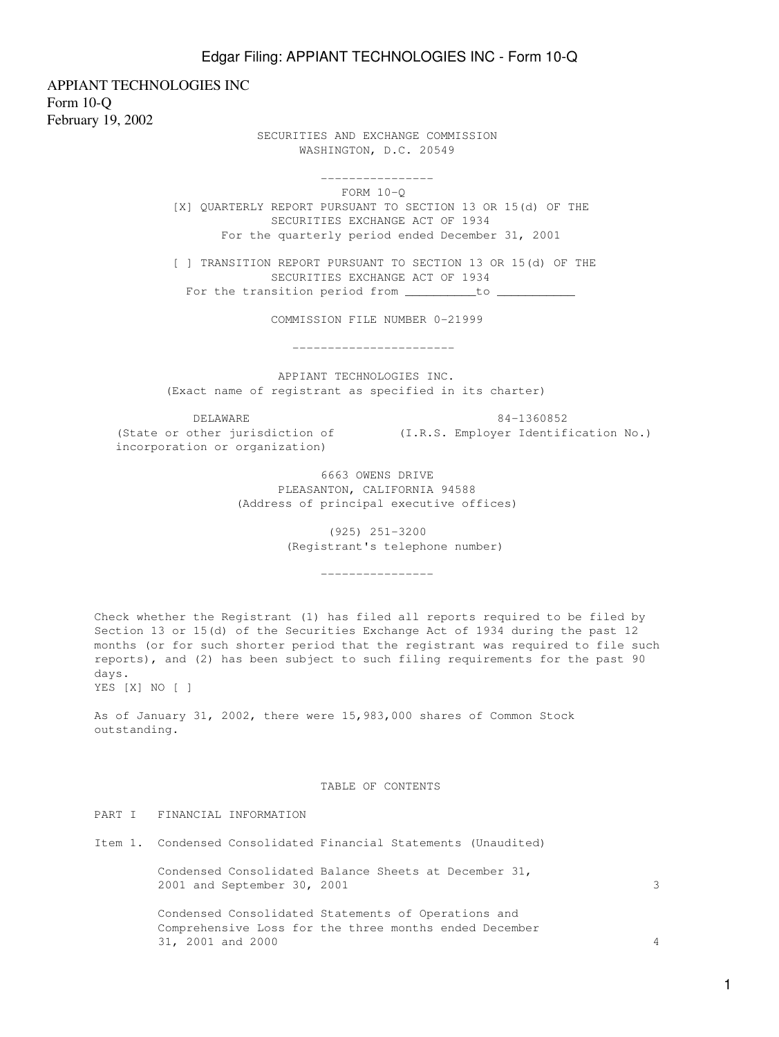APPIANT TECHNOLOGIES INC
Form 10-Q
February 19, 2002

SECURITIES AND EXCHANGE COMMISSION
WASHINGTON, D.C. 20549

---

FORM 10-Q

[X] QUARTERLY REPORT PURSUANT TO SECTION 13 OR 15(d) OF THE SECURITIES EXCHANGE ACT OF 1934
For the quarterly period ended December 31, 2001

[ ] TRANSITION REPORT PURSUANT TO SECTION 13 OR 15(d) OF THE SECURITIES EXCHANGE ACT OF 1934
For the transition period from __________to ___________

COMMISSION FILE NUMBER 0-21999

---

APPIANT TECHNOLOGIES INC.
(Exact name of registrant as specified in its charter)

| DELAWARE | 84-1360852 |
|---|---|
| (State or other jurisdiction of incorporation or organization) | (I.R.S. Employer Identification No.) |

6663 OWENS DRIVE
PLEASANTON, CALIFORNIA 94588
(Address of principal executive offices)

(925) 251-3200
(Registrant's telephone number)

---

Check whether the Registrant (1) has filed all reports required to be filed by Section 13 or 15(d) of the Securities Exchange Act of 1934 during the past 12 months (or for such shorter period that the registrant was required to file such reports), and (2) has been subject to such filing requirements for the past 90 days.
YES [X] NO [ ]

As of January 31, 2002, there were 15,983,000 shares of Common Stock outstanding.

TABLE OF CONTENTS

PART I FINANCIAL INFORMATION

Item 1. Condensed Consolidated Financial Statements (Unaudited)

| | |
|---|---|
| Condensed Consolidated Balance Sheets at December 31, 2001 and September 30, 2001 | 3 |
| Condensed Consolidated Statements of Operations and Comprehensive Loss for the three months ended December 31, 2001 and 2000 | 4 |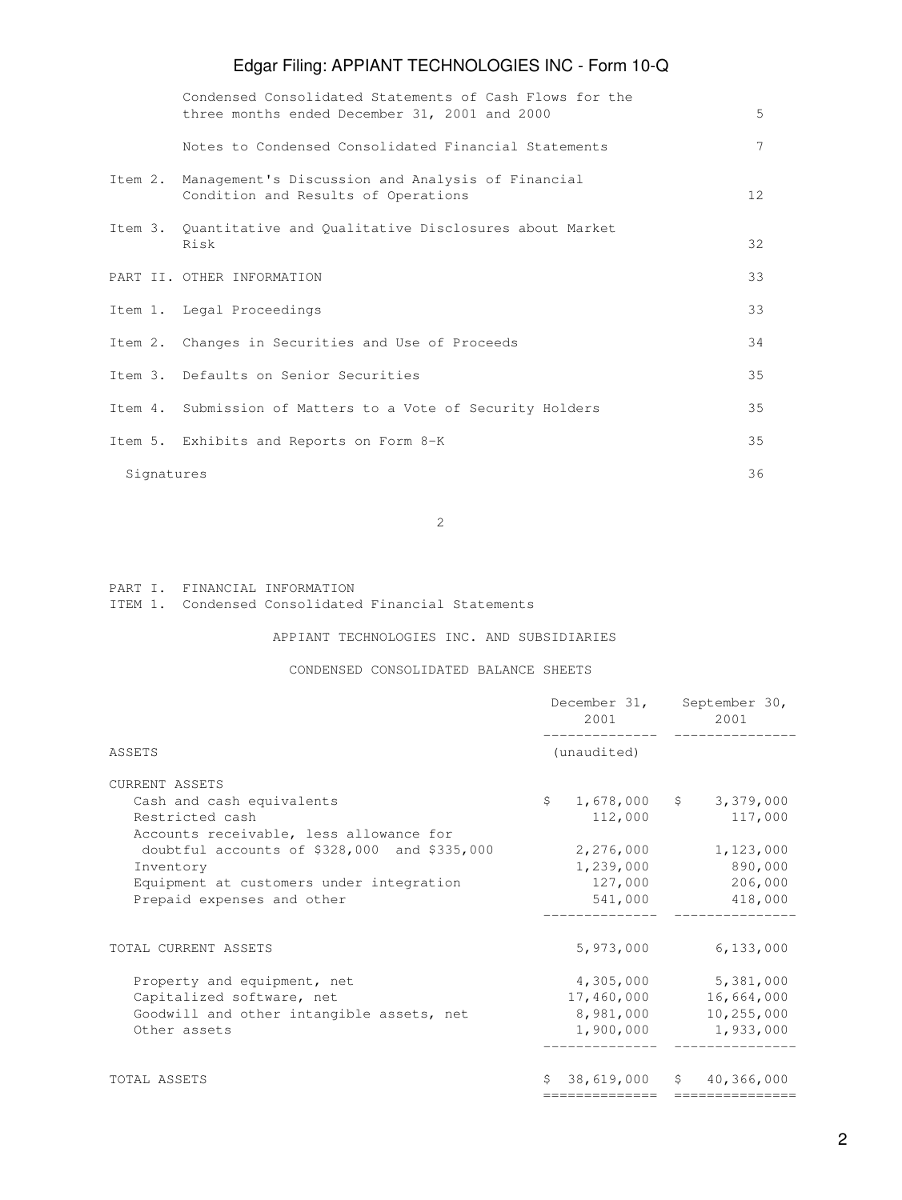| | | |
|---|---|---|
| | Condensed Consolidated Statements of Cash Flows for the three months ended December 31, 2001 and 2000 | 5 |
| | Notes to Condensed Consolidated Financial Statements | 7 |
| Item 2. | Management's Discussion and Analysis of Financial Condition and Results of Operations | 12 |
| Item 3. | Quantitative and Qualitative Disclosures about Market Risk | 32 |
| PART II. | OTHER INFORMATION | 33 |
| Item 1. | Legal Proceedings | 33 |
| Item 2. | Changes in Securities and Use of Proceeds | 34 |
| Item 3. | Defaults on Senior Securities | 35 |
| Item 4. | Submission of Matters to a Vote of Security Holders | 35 |
| Item 5. | Exhibits and Reports on Form 8-K | 35 |
| | Signatures | 36 |

PART I. FINANCIAL INFORMATION

ITEM 1. Condensed Consolidated Financial Statements

APPIANT TECHNOLOGIES INC. AND SUBSIDIARIES

CONDENSED CONSOLIDATED BALANCE SHEETS

| | December 31, 2001 | September 30, 2001 |
|---|---|---|
| ASSETS | (unaudited) | |
| CURRENT ASSETS | | |
| Cash and cash equivalents | $ 1,678,000 | $ 3,379,000 |
| Restricted cash | 112,000 | 117,000 |
| Accounts receivable, less allowance for doubtful accounts of $328,000 and $335,000 | 2,276,000 | 1,123,000 |
| Inventory | 1,239,000 | 890,000 |
| Equipment at customers under integration | 127,000 | 206,000 |
| Prepaid expenses and other | 541,000 | 418,000 |
| TOTAL CURRENT ASSETS | 5,973,000 | 6,133,000 |
| Property and equipment, net | 4,305,000 | 5,381,000 |
| Capitalized software, net | 17,460,000 | 16,664,000 |
| Goodwill and other intangible assets, net | 8,981,000 | 10,255,000 |
| Other assets | 1,900,000 | 1,933,000 |
| TOTAL ASSETS | $ 38,619,000 | $ 40,366,000 |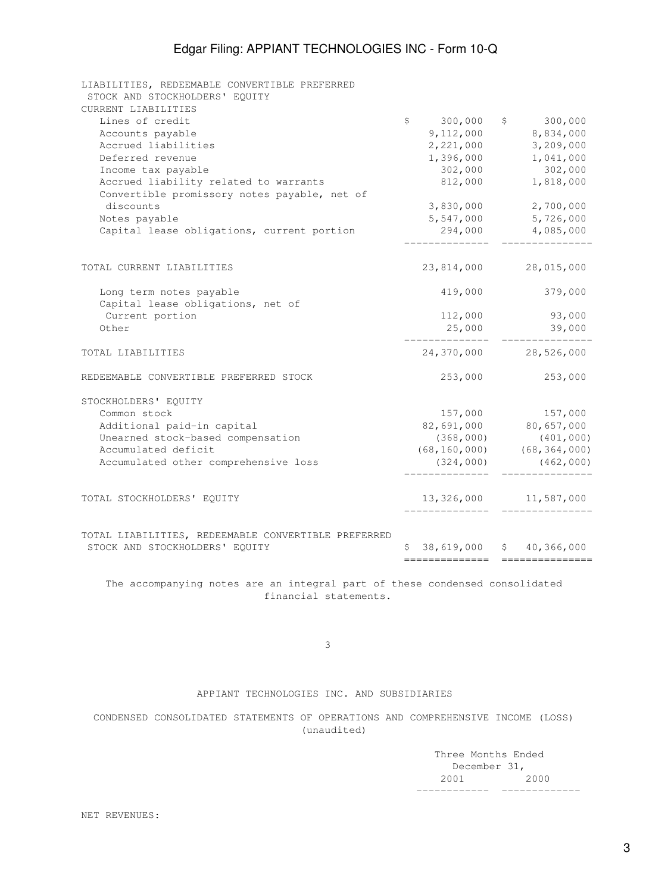| LIABILITIES, REDEEMABLE CONVERTIBLE PREFERRED STOCK AND STOCKHOLDERS' EQUITY | | |
|---|---|---|
| CURRENT LIABILITIES | | |
| Lines of credit | $ 300,000 | $ 300,000 |
| Accounts payable | 9,112,000 | 8,834,000 |
| Accrued liabilities | 2,221,000 | 3,209,000 |
| Deferred revenue | 1,396,000 | 1,041,000 |
| Income tax payable | 302,000 | 302,000 |
| Accrued liability related to warrants | 812,000 | 1,818,000 |
| Convertible promissory notes payable, net of discounts | 3,830,000 | 2,700,000 |
| Notes payable | 5,547,000 | 5,726,000 |
| Capital lease obligations, current portion | 294,000 | 4,085,000 |
| TOTAL CURRENT LIABILITIES | 23,814,000 | 28,015,000 |
| Long term notes payable | 419,000 | 379,000 |
| Capital lease obligations, net of Current portion | 112,000 | 93,000 |
| Other | 25,000 | 39,000 |
| TOTAL LIABILITIES | 24,370,000 | 28,526,000 |
| REDEEMABLE CONVERTIBLE PREFERRED STOCK | 253,000 | 253,000 |
| STOCKHOLDERS' EQUITY | | |
| Common stock | 157,000 | 157,000 |
| Additional paid-in capital | 82,691,000 | 80,657,000 |
| Unearned stock-based compensation | (368,000) | (401,000) |
| Accumulated deficit | (68,160,000) | (68,364,000) |
| Accumulated other comprehensive loss | (324,000) | (462,000) |
| TOTAL STOCKHOLDERS' EQUITY | 13,326,000 | 11,587,000 |
| TOTAL LIABILITIES, REDEEMABLE CONVERTIBLE PREFERRED STOCK AND STOCKHOLDERS' EQUITY | $ 38,619,000 | $ 40,366,000 |

The accompanying notes are an integral part of these condensed consolidated financial statements.

APPIANT TECHNOLOGIES INC. AND SUBSIDIARIES

CONDENSED CONSOLIDATED STATEMENTS OF OPERATIONS AND COMPREHENSIVE INCOME (LOSS)
(unaudited)

| | Three Months Ended December 31, | |
|---|---|---|
| | 2001 | 2000 |
| NET REVENUES: | | |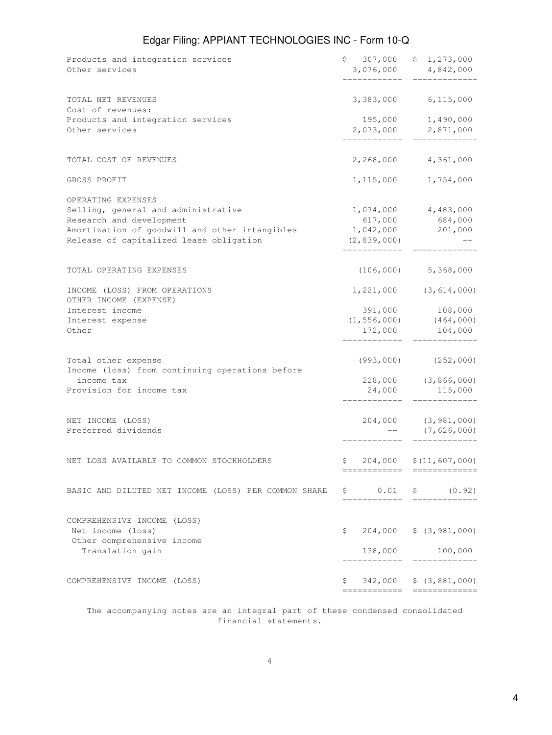| | | |
|---|---|---|
| Products and integration services | $ 307,000 | $ 1,273,000 |
| Other services | 3,076,000 | 4,842,000 |
| TOTAL NET REVENUES | 3,383,000 | 6,115,000 |
| Cost of revenues: | | |
| Products and integration services | 195,000 | 1,490,000 |
| Other services | 2,073,000 | 2,871,000 |
| TOTAL COST OF REVENUES | 2,268,000 | 4,361,000 |
| GROSS PROFIT | 1,115,000 | 1,754,000 |
| OPERATING EXPENSES | | |
| Selling, general and administrative | 1,074,000 | 4,483,000 |
| Research and development | 617,000 | 684,000 |
| Amortization of goodwill and other intangibles | 1,042,000 | 201,000 |
| Release of capitalized lease obligation | (2,839,000) | -- |
| TOTAL OPERATING EXPENSES | (106,000) | 5,368,000 |
| INCOME (LOSS) FROM OPERATIONS | 1,221,000 | (3,614,000) |
| OTHER INCOME (EXPENSE) | | |
| Interest income | 391,000 | 108,000 |
| Interest expense | (1,556,000) | (464,000) |
| Other | 172,000 | 104,000 |
| Total other expense | (993,000) | (252,000) |
| Income (loss) from continuing operations before income tax | 228,000 | (3,866,000) |
| Provision for income tax | 24,000 | 115,000 |
| NET INCOME (LOSS) | 204,000 | (3,981,000) |
| Preferred dividends | -- | (7,626,000) |
| NET LOSS AVAILABLE TO COMMON STOCKHOLDERS | $ 204,000 | $ (11,607,000) |
| BASIC AND DILUTED NET INCOME (LOSS) PER COMMON SHARE | $ 0.01 | $ (0.92) |
| COMPREHENSIVE INCOME (LOSS) | | |
| Net income (loss) | $ 204,000 | $ (3,981,000) |
| Other comprehensive income | | |
| Translation gain | 138,000 | 100,000 |
| COMPREHENSIVE INCOME (LOSS) | $ 342,000 | $ (3,881,000) |

The accompanying notes are an integral part of these condensed consolidated financial statements.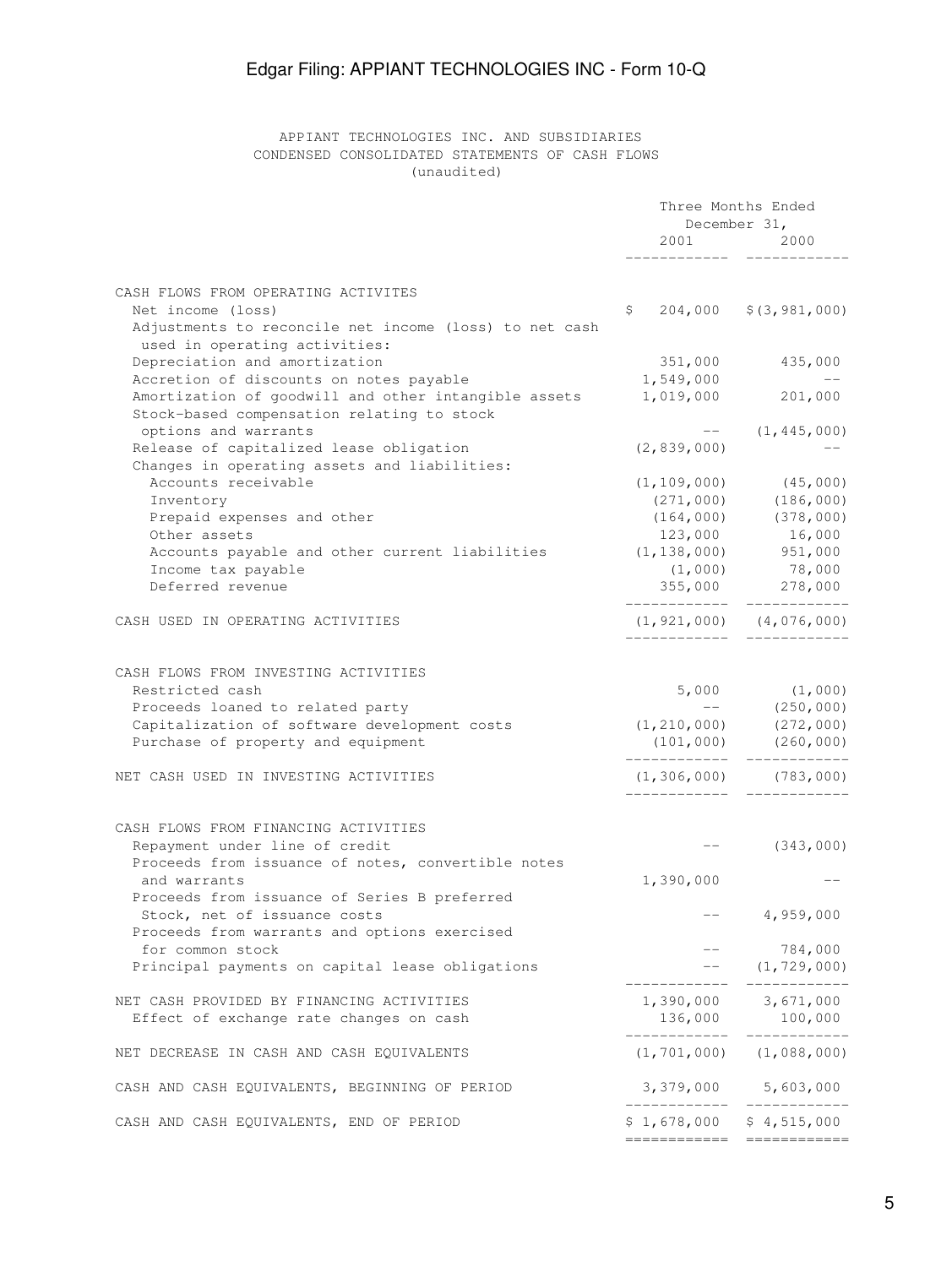APPIANT TECHNOLOGIES INC. AND SUBSIDIARIES
CONDENSED CONSOLIDATED STATEMENTS OF CASH FLOWS
(unaudited)

| | Three Months Ended December 31, 2001 | Three Months Ended December 31, 2000 |
|---|---|---|
| **CASH FLOWS FROM OPERATING ACTIVITES** | | |
| Net income (loss) | $ 204,000 | $(3,981,000) |
| Adjustments to reconcile net income (loss) to net cash used in operating activities: | | |
| Depreciation and amortization | 351,000 | 435,000 |
| Accretion of discounts on notes payable | 1,549,000 | -- |
| Amortization of goodwill and other intangible assets | 1,019,000 | 201,000 |
| Stock-based compensation relating to stock options and warrants | -- | (1,445,000) |
| Release of capitalized lease obligation | (2,839,000) | -- |
| Changes in operating assets and liabilities: | | |
| Accounts receivable | (1,109,000) | (45,000) |
| Inventory | (271,000) | (186,000) |
| Prepaid expenses and other | (164,000) | (378,000) |
| Other assets | 123,000 | 16,000 |
| Accounts payable and other current liabilities | (1,138,000) | 951,000 |
| Income tax payable | (1,000) | 78,000 |
| Deferred revenue | 355,000 | 278,000 |
| CASH USED IN OPERATING ACTIVITIES | (1,921,000) | (4,076,000) |
| **CASH FLOWS FROM INVESTING ACTIVITIES** | | |
| Restricted cash | 5,000 | (1,000) |
| Proceeds loaned to related party | -- | (250,000) |
| Capitalization of software development costs | (1,210,000) | (272,000) |
| Purchase of property and equipment | (101,000) | (260,000) |
| NET CASH USED IN INVESTING ACTIVITIES | (1,306,000) | (783,000) |
| **CASH FLOWS FROM FINANCING ACTIVITIES** | | |
| Repayment under line of credit | -- | (343,000) |
| Proceeds from issuance of notes, convertible notes and warrants | 1,390,000 | -- |
| Proceeds from issuance of Series B preferred Stock, net of issuance costs | -- | 4,959,000 |
| Proceeds from warrants and options exercised for common stock | -- | 784,000 |
| Principal payments on capital lease obligations | -- | (1,729,000) |
| NET CASH PROVIDED BY FINANCING ACTIVITIES | 1,390,000 | 3,671,000 |
| Effect of exchange rate changes on cash | 136,000 | 100,000 |
| NET DECREASE IN CASH AND CASH EQUIVALENTS | (1,701,000) | (1,088,000) |
| CASH AND CASH EQUIVALENTS, BEGINNING OF PERIOD | 3,379,000 | 5,603,000 |
| CASH AND CASH EQUIVALENTS, END OF PERIOD | $ 1,678,000 | $ 4,515,000 |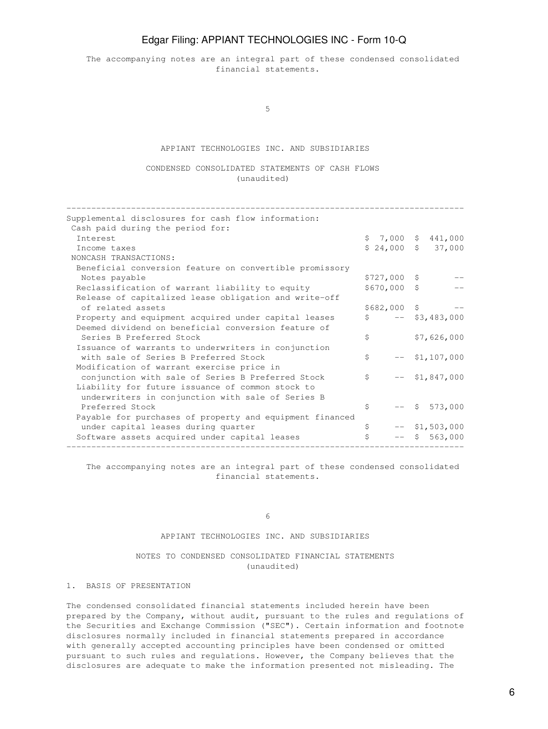The accompanying notes are an integral part of these condensed consolidated financial statements.

APPIANT TECHNOLOGIES INC. AND SUBSIDIARIES

CONDENSED CONSOLIDATED STATEMENTS OF CASH FLOWS
(unaudited)

| | | |
|---|---|---|
| Supplemental disclosures for cash flow information: | | |
| Cash paid during the period for: | | |
| Interest | $ 7,000 | $ 441,000 |
| Income taxes | $ 24,000 | $ 37,000 |
| NONCASH TRANSACTIONS: | | |
| Beneficial conversion feature on convertible promissory Notes payable | $727,000 | $ -- |
| Reclassification of warrant liability to equity | $670,000 | $ -- |
| Release of capitalized lease obligation and write-off of related assets | $682,000 | $ -- |
| Property and equipment acquired under capital leases | $ -- | $3,483,000 |
| Deemed dividend on beneficial conversion feature of Series B Preferred Stock | $ | $7,626,000 |
| Issuance of warrants to underwriters in conjunction with sale of Series B Preferred Stock | $ -- | $1,107,000 |
| Modification of warrant exercise price in conjunction with sale of Series B Preferred Stock | $ -- | $1,847,000 |
| Liability for future issuance of common stock to underwriters in conjunction with sale of Series B Preferred Stock | $ -- | $ 573,000 |
| Payable for purchases of property and equipment financed under capital leases during quarter | $ -- | $1,503,000 |
| Software assets acquired under capital leases | $ -- | $ 563,000 |

The accompanying notes are an integral part of these condensed consolidated financial statements.

APPIANT TECHNOLOGIES INC. AND SUBSIDIARIES

NOTES TO CONDENSED CONSOLIDATED FINANCIAL STATEMENTS
(unaudited)

1. BASIS OF PRESENTATION

The condensed consolidated financial statements included herein have been prepared by the Company, without audit, pursuant to the rules and regulations of the Securities and Exchange Commission ("SEC"). Certain information and footnote disclosures normally included in financial statements prepared in accordance with generally accepted accounting principles have been condensed or omitted pursuant to such rules and regulations. However, the Company believes that the disclosures are adequate to make the information presented not misleading. The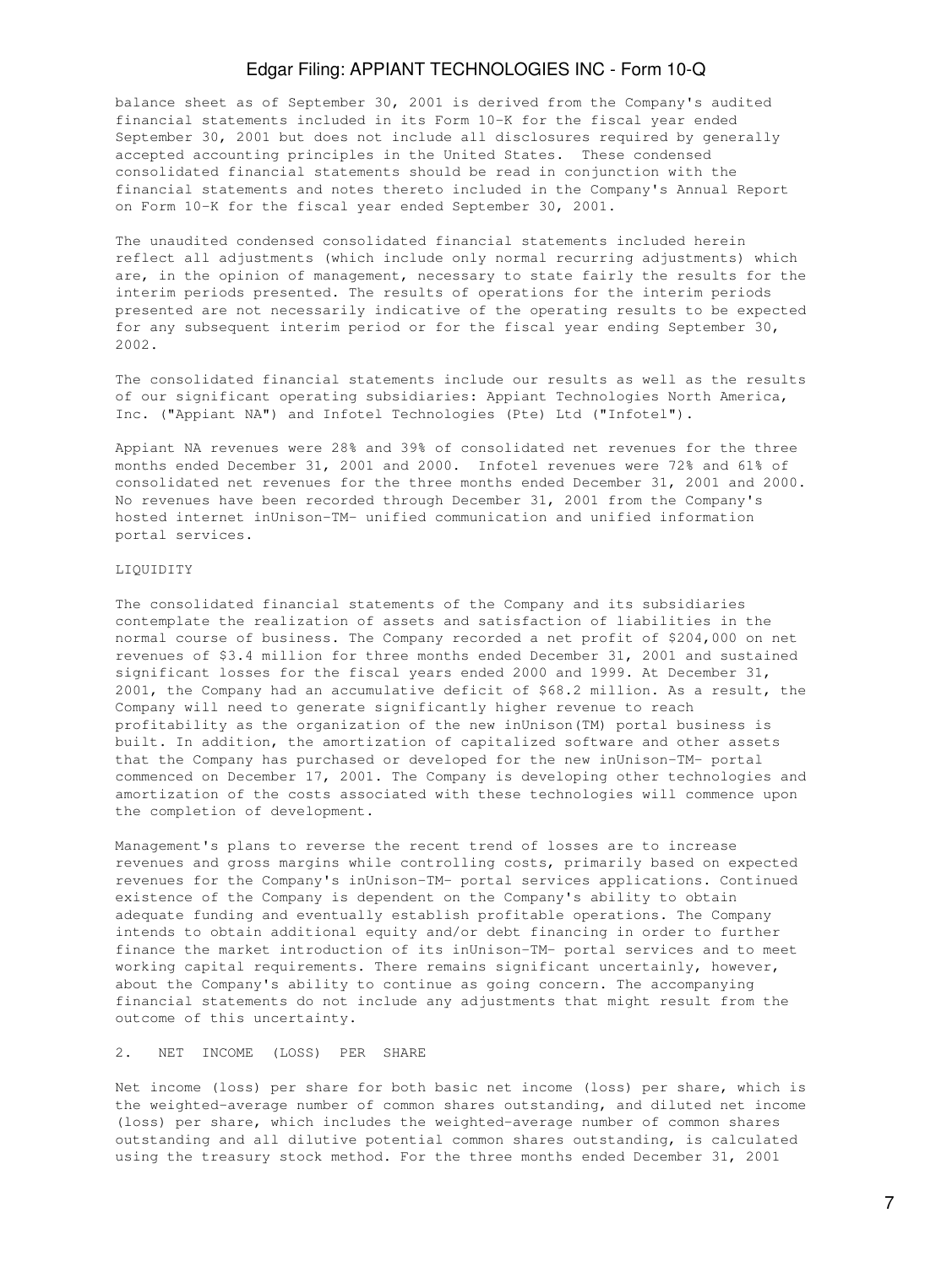balance sheet as of September 30, 2001 is derived from the Company's audited financial statements included in its Form 10-K for the fiscal year ended September 30, 2001 but does not include all disclosures required by generally accepted accounting principles in the United States. These condensed consolidated financial statements should be read in conjunction with the financial statements and notes thereto included in the Company's Annual Report on Form 10-K for the fiscal year ended September 30, 2001.

The unaudited condensed consolidated financial statements included herein reflect all adjustments (which include only normal recurring adjustments) which are, in the opinion of management, necessary to state fairly the results for the interim periods presented. The results of operations for the interim periods presented are not necessarily indicative of the operating results to be expected for any subsequent interim period or for the fiscal year ending September 30, 2002.

The consolidated financial statements include our results as well as the results of our significant operating subsidiaries: Appiant Technologies North America, Inc. ("Appiant NA") and Infotel Technologies (Pte) Ltd ("Infotel").

Appiant NA revenues were 28% and 39% of consolidated net revenues for the three months ended December 31, 2001 and 2000. Infotel revenues were 72% and 61% of consolidated net revenues for the three months ended December 31, 2001 and 2000. No revenues have been recorded through December 31, 2001 from the Company's hosted internet inUnison-TM- unified communication and unified information portal services.

LIQUIDITY

The consolidated financial statements of the Company and its subsidiaries contemplate the realization of assets and satisfaction of liabilities in the normal course of business. The Company recorded a net profit of $204,000 on net revenues of $3.4 million for three months ended December 31, 2001 and sustained significant losses for the fiscal years ended 2000 and 1999. At December 31, 2001, the Company had an accumulative deficit of $68.2 million. As a result, the Company will need to generate significantly higher revenue to reach profitability as the organization of the new inUnison(TM) portal business is built. In addition, the amortization of capitalized software and other assets that the Company has purchased or developed for the new inUnison-TM- portal commenced on December 17, 2001. The Company is developing other technologies and amortization of the costs associated with these technologies will commence upon the completion of development.

Management's plans to reverse the recent trend of losses are to increase revenues and gross margins while controlling costs, primarily based on expected revenues for the Company's inUnison-TM- portal services applications. Continued existence of the Company is dependent on the Company's ability to obtain adequate funding and eventually establish profitable operations. The Company intends to obtain additional equity and/or debt financing in order to further finance the market introduction of its inUnison-TM- portal services and to meet working capital requirements. There remains significant uncertainly, however, about the Company's ability to continue as going concern. The accompanying financial statements do not include any adjustments that might result from the outcome of this uncertainty.

2. NET INCOME (LOSS) PER SHARE

Net income (loss) per share for both basic net income (loss) per share, which is the weighted-average number of common shares outstanding, and diluted net income (loss) per share, which includes the weighted-average number of common shares outstanding and all dilutive potential common shares outstanding, is calculated using the treasury stock method. For the three months ended December 31, 2001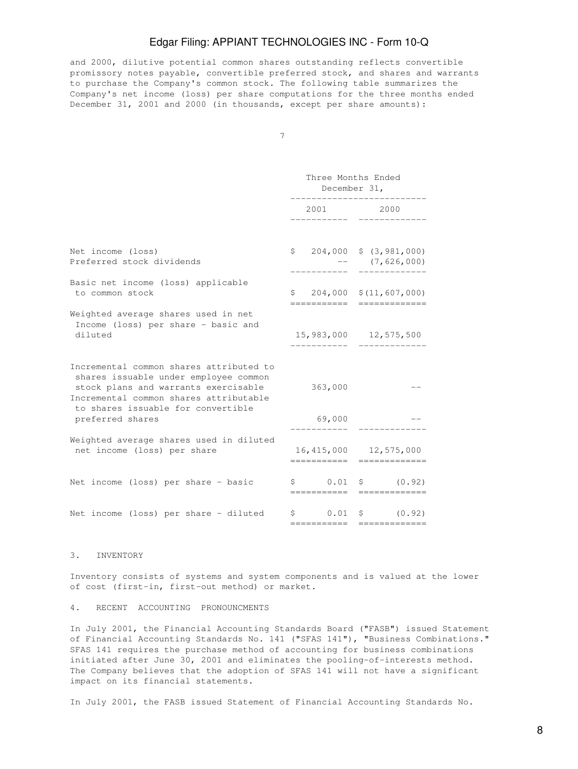and 2000, dilutive potential common shares outstanding reflects convertible promissory notes payable, convertible preferred stock, and shares and warrants to purchase the Company's common stock. The following table summarizes the Company's net income (loss) per share computations for the three months ended December 31, 2001 and 2000 (in thousands, except per share amounts):

| | Three Months Ended December 31, | |
|---|---|---|
| | 2001 | 2000 |
| Net income (loss) | $ 204,000 | $ (3,981,000) |
| Preferred stock dividends | -- | (7,626,000) |
| Basic net income (loss) applicable to common stock | $ 204,000 | $ (11,607,000) |
| Weighted average shares used in net Income (loss) per share - basic and diluted | 15,983,000 | 12,575,500 |
| Incremental common shares attributed to shares issuable under employee common stock plans and warrants exercisable | 363,000 | -- |
| Incremental common shares attributable to shares issuable for convertible preferred shares | 69,000 | -- |
| Weighted average shares used in diluted net income (loss) per share | 16,415,000 | 12,575,000 |
| Net income (loss) per share - basic | $ 0.01 | $ (0.92) |
| Net income (loss) per share - diluted | $ 0.01 | $ (0.92) |

3. INVENTORY

Inventory consists of systems and system components and is valued at the lower of cost (first-in, first-out method) or market.

4. RECENT ACCOUNTING PRONOUNCMENTS

In July 2001, the Financial Accounting Standards Board ("FASB") issued Statement of Financial Accounting Standards No. 141 ("SFAS 141"), "Business Combinations." SFAS 141 requires the purchase method of accounting for business combinations initiated after June 30, 2001 and eliminates the pooling-of-interests method. The Company believes that the adoption of SFAS 141 will not have a significant impact on its financial statements.

In July 2001, the FASB issued Statement of Financial Accounting Standards No.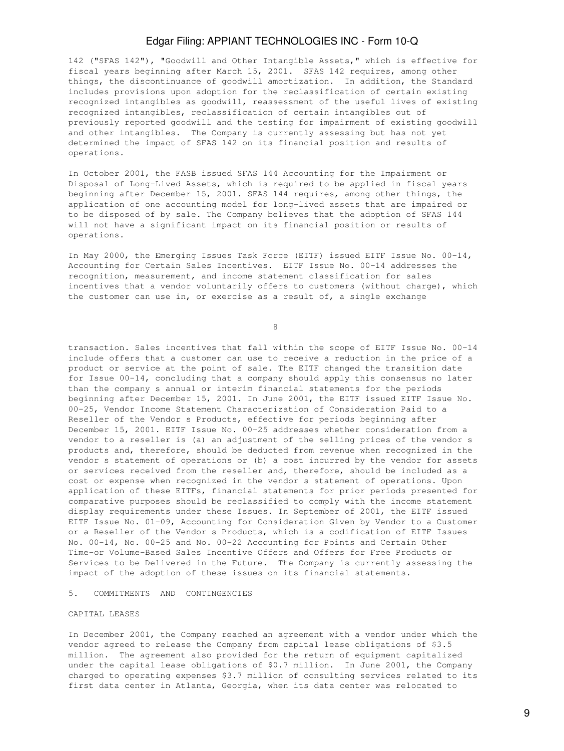142 ("SFAS 142"), "Goodwill and Other Intangible Assets," which is effective for fiscal years beginning after March 15, 2001. SFAS 142 requires, among other things, the discontinuance of goodwill amortization. In addition, the Standard includes provisions upon adoption for the reclassification of certain existing recognized intangibles as goodwill, reassessment of the useful lives of existing recognized intangibles, reclassification of certain intangibles out of previously reported goodwill and the testing for impairment of existing goodwill and other intangibles. The Company is currently assessing but has not yet determined the impact of SFAS 142 on its financial position and results of operations.

In October 2001, the FASB issued SFAS 144 Accounting for the Impairment or Disposal of Long-Lived Assets, which is required to be applied in fiscal years beginning after December 15, 2001. SFAS 144 requires, among other things, the application of one accounting model for long-lived assets that are impaired or to be disposed of by sale. The Company believes that the adoption of SFAS 144 will not have a significant impact on its financial position or results of operations.

In May 2000, the Emerging Issues Task Force (EITF) issued EITF Issue No. 00-14, Accounting for Certain Sales Incentives. EITF Issue No. 00-14 addresses the recognition, measurement, and income statement classification for sales incentives that a vendor voluntarily offers to customers (without charge), which the customer can use in, or exercise as a result of, a single exchange transaction. Sales incentives that fall within the scope of EITF Issue No. 00-14 include offers that a customer can use to receive a reduction in the price of a product or service at the point of sale. The EITF changed the transition date for Issue 00-14, concluding that a company should apply this consensus no later than the company s annual or interim financial statements for the periods beginning after December 15, 2001. In June 2001, the EITF issued EITF Issue No. 00-25, Vendor Income Statement Characterization of Consideration Paid to a Reseller of the Vendor s Products, effective for periods beginning after December 15, 2001. EITF Issue No. 00-25 addresses whether consideration from a vendor to a reseller is (a) an adjustment of the selling prices of the vendor s products and, therefore, should be deducted from revenue when recognized in the vendor s statement of operations or (b) a cost incurred by the vendor for assets or services received from the reseller and, therefore, should be included as a cost or expense when recognized in the vendor s statement of operations. Upon application of these EITFs, financial statements for prior periods presented for comparative purposes should be reclassified to comply with the income statement display requirements under these Issues. In September of 2001, the EITF issued EITF Issue No. 01-09, Accounting for Consideration Given by Vendor to a Customer or a Reseller of the Vendor s Products, which is a codification of EITF Issues No. 00-14, No. 00-25 and No. 00-22 Accounting for Points and Certain Other Time-or Volume-Based Sales Incentive Offers and Offers for Free Products or Services to be Delivered in the Future. The Company is currently assessing the impact of the adoption of these issues on its financial statements.

## 5. COMMITMENTS AND CONTINGENCIES

### CAPITAL LEASES

In December 2001, the Company reached an agreement with a vendor under which the vendor agreed to release the Company from capital lease obligations of $3.5 million. The agreement also provided for the return of equipment capitalized under the capital lease obligations of $0.7 million. In June 2001, the Company charged to operating expenses $3.7 million of consulting services related to its first data center in Atlanta, Georgia, when its data center was relocated to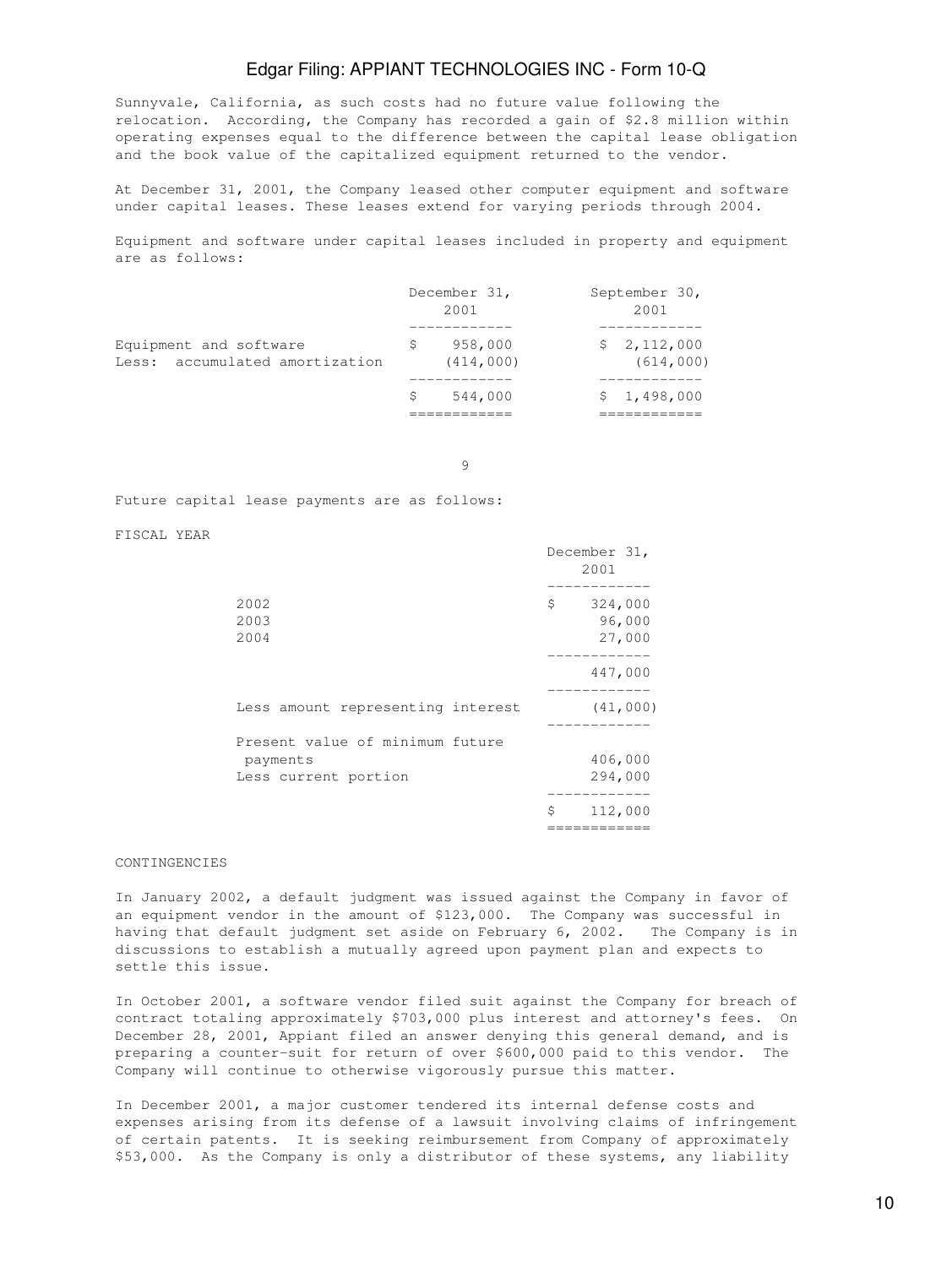Sunnyvale, California, as such costs had no future value following the relocation. According, the Company has recorded a gain of $2.8 million within operating expenses equal to the difference between the capital lease obligation and the book value of the capitalized equipment returned to the vendor.

At December 31, 2001, the Company leased other computer equipment and software under capital leases. These leases extend for varying periods through 2004.

Equipment and software under capital leases included in property and equipment are as follows:

| | December 31, 2001 | September 30, 2001 |
|---|---|---|
| Equipment and software | $ 958,000 | $ 2,112,000 |
| Less: accumulated amortization | (414,000) | (614,000) |
| | $ 544,000 | $ 1,498,000 |

Future capital lease payments are as follows:

| FISCAL YEAR | December 31, 2001 |
|---|---|
| 2002 | $ 324,000 |
| 2003 | 96,000 |
| 2004 | 27,000 |
| | 447,000 |
| Less amount representing interest | (41,000) |
| Present value of minimum future payments | 406,000 |
| Less current portion | 294,000 |
| | $ 112,000 |

CONTINGENCIES

In January 2002, a default judgment was issued against the Company in favor of an equipment vendor in the amount of $123,000. The Company was successful in having that default judgment set aside on February 6, 2002. The Company is in discussions to establish a mutually agreed upon payment plan and expects to settle this issue.

In October 2001, a software vendor filed suit against the Company for breach of contract totaling approximately $703,000 plus interest and attorney's fees. On December 28, 2001, Appiant filed an answer denying this general demand, and is preparing a counter-suit for return of over $600,000 paid to this vendor. The Company will continue to otherwise vigorously pursue this matter.

In December 2001, a major customer tendered its internal defense costs and expenses arising from its defense of a lawsuit involving claims of infringement of certain patents. It is seeking reimbursement from Company of approximately $53,000. As the Company is only a distributor of these systems, any liability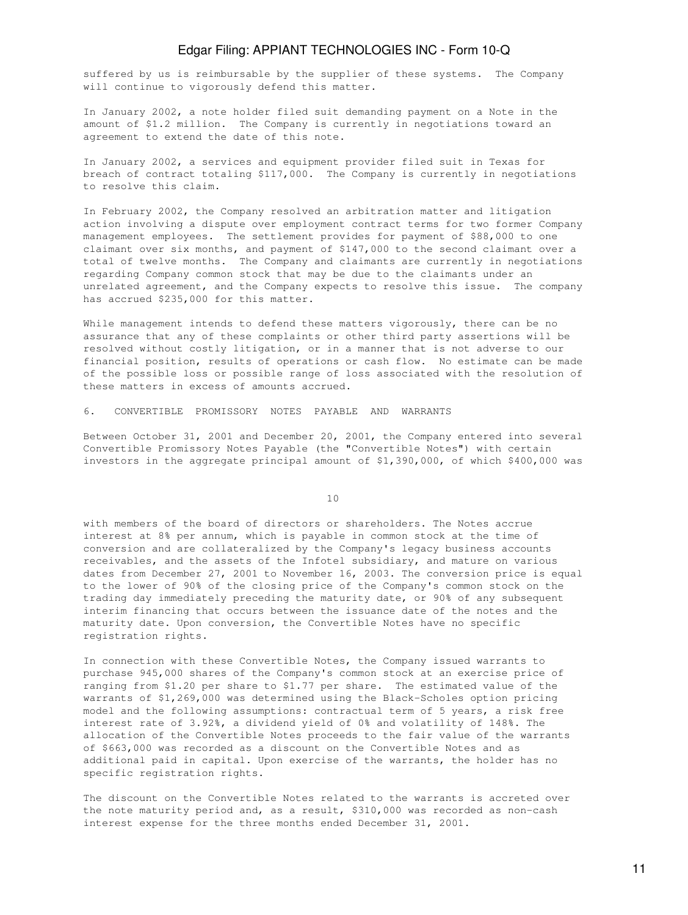suffered by us is reimbursable by the supplier of these systems. The Company will continue to vigorously defend this matter.

In January 2002, a note holder filed suit demanding payment on a Note in the amount of $1.2 million. The Company is currently in negotiations toward an agreement to extend the date of this note.

In January 2002, a services and equipment provider filed suit in Texas for breach of contract totaling $117,000. The Company is currently in negotiations to resolve this claim.

In February 2002, the Company resolved an arbitration matter and litigation action involving a dispute over employment contract terms for two former Company management employees. The settlement provides for payment of $88,000 to one claimant over six months, and payment of $147,000 to the second claimant over a total of twelve months. The Company and claimants are currently in negotiations regarding Company common stock that may be due to the claimants under an unrelated agreement, and the Company expects to resolve this issue. The company has accrued $235,000 for this matter.

While management intends to defend these matters vigorously, there can be no assurance that any of these complaints or other third party assertions will be resolved without costly litigation, or in a manner that is not adverse to our financial position, results of operations or cash flow. No estimate can be made of the possible loss or possible range of loss associated with the resolution of these matters in excess of amounts accrued.

## 6. CONVERTIBLE PROMISSORY NOTES PAYABLE AND WARRANTS

Between October 31, 2001 and December 20, 2001, the Company entered into several Convertible Promissory Notes Payable (the "Convertible Notes") with certain investors in the aggregate principal amount of $1,390,000, of which $400,000 was with members of the board of directors or shareholders. The Notes accrue interest at 8% per annum, which is payable in common stock at the time of conversion and are collateralized by the Company's legacy business accounts receivables, and the assets of the Infotel subsidiary, and mature on various dates from December 27, 2001 to November 16, 2003. The conversion price is equal to the lower of 90% of the closing price of the Company's common stock on the trading day immediately preceding the maturity date, or 90% of any subsequent interim financing that occurs between the issuance date of the notes and the maturity date. Upon conversion, the Convertible Notes have no specific registration rights.

In connection with these Convertible Notes, the Company issued warrants to purchase 945,000 shares of the Company's common stock at an exercise price of ranging from $1.20 per share to $1.77 per share. The estimated value of the warrants of $1,269,000 was determined using the Black-Scholes option pricing model and the following assumptions: contractual term of 5 years, a risk free interest rate of 3.92%, a dividend yield of 0% and volatility of 148%. The allocation of the Convertible Notes proceeds to the fair value of the warrants of $663,000 was recorded as a discount on the Convertible Notes and as additional paid in capital. Upon exercise of the warrants, the holder has no specific registration rights.

The discount on the Convertible Notes related to the warrants is accreted over the note maturity period and, as a result, $310,000 was recorded as non-cash interest expense for the three months ended December 31, 2001.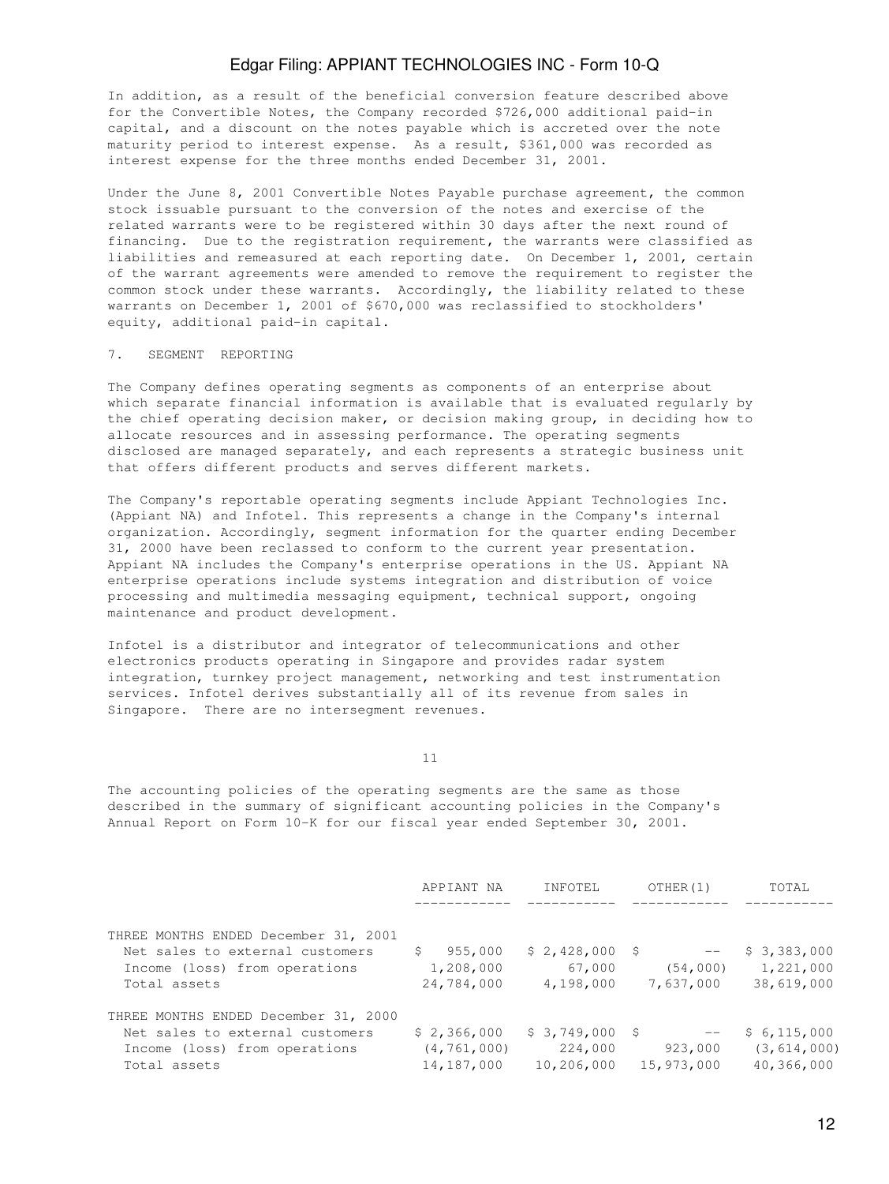In addition, as a result of the beneficial conversion feature described above for the Convertible Notes, the Company recorded $726,000 additional paid-in capital, and a discount on the notes payable which is accreted over the note maturity period to interest expense. As a result, $361,000 was recorded as interest expense for the three months ended December 31, 2001.

Under the June 8, 2001 Convertible Notes Payable purchase agreement, the common stock issuable pursuant to the conversion of the notes and exercise of the related warrants were to be registered within 30 days after the next round of financing. Due to the registration requirement, the warrants were classified as liabilities and remeasured at each reporting date. On December 1, 2001, certain of the warrant agreements were amended to remove the requirement to register the common stock under these warrants. Accordingly, the liability related to these warrants on December 1, 2001 of $670,000 was reclassified to stockholders' equity, additional paid-in capital.

## 7. SEGMENT REPORTING

The Company defines operating segments as components of an enterprise about which separate financial information is available that is evaluated regularly by the chief operating decision maker, or decision making group, in deciding how to allocate resources and in assessing performance. The operating segments disclosed are managed separately, and each represents a strategic business unit that offers different products and serves different markets.

The Company's reportable operating segments include Appiant Technologies Inc. (Appiant NA) and Infotel. This represents a change in the Company's internal organization. Accordingly, segment information for the quarter ending December 31, 2000 have been reclassed to conform to the current year presentation. Appiant NA includes the Company's enterprise operations in the US. Appiant NA enterprise operations include systems integration and distribution of voice processing and multimedia messaging equipment, technical support, ongoing maintenance and product development.

Infotel is a distributor and integrator of telecommunications and other electronics products operating in Singapore and provides radar system integration, turnkey project management, networking and test instrumentation services. Infotel derives substantially all of its revenue from sales in Singapore. There are no intersegment revenues.

The accounting policies of the operating segments are the same as those described in the summary of significant accounting policies in the Company's Annual Report on Form 10-K for our fiscal year ended September 30, 2001.

| | APPIANT NA | INFOTEL | OTHER(1) | TOTAL |
|---|---|---|---|---|
| THREE MONTHS ENDED December 31, 2001 | | | | |
| Net sales to external customers | $ 955,000 | $ 2,428,000 | $ -- | $ 3,383,000 |
| Income (loss) from operations | 1,208,000 | 67,000 | (54,000) | 1,221,000 |
| Total assets | 24,784,000 | 4,198,000 | 7,637,000 | 38,619,000 |
| THREE MONTHS ENDED December 31, 2000 | | | | |
| Net sales to external customers | $ 2,366,000 | $ 3,749,000 | $ -- | $ 6,115,000 |
| Income (loss) from operations | (4,761,000) | 224,000 | 923,000 | (3,614,000) |
| Total assets | 14,187,000 | 10,206,000 | 15,973,000 | 40,366,000 |